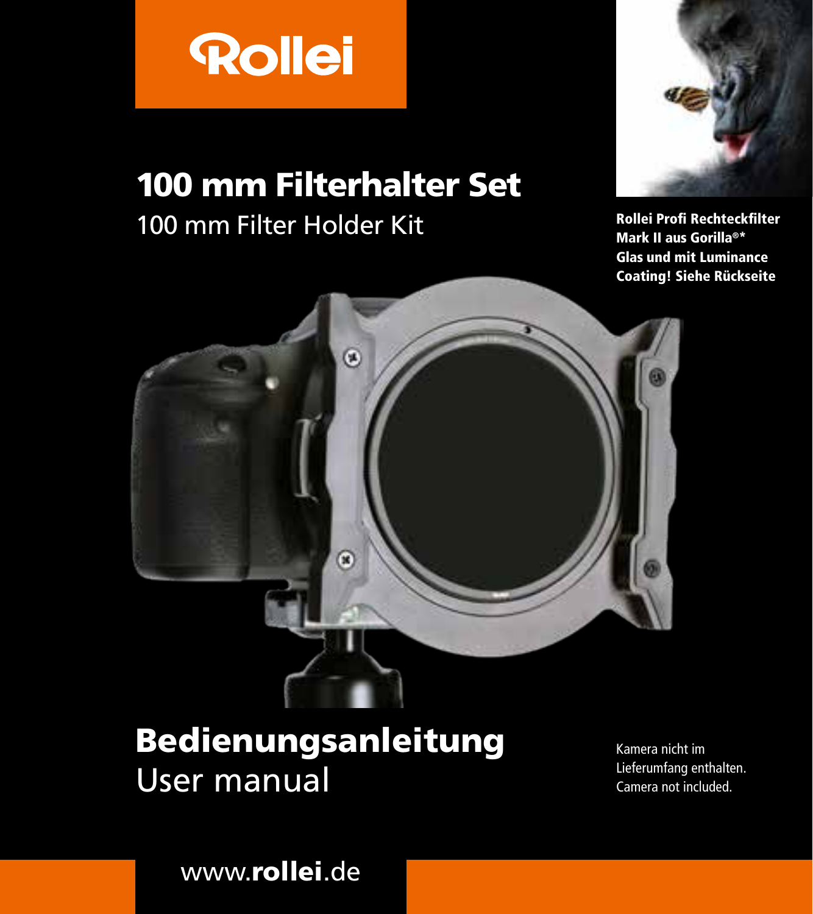Rollei

# 100 mm Filterhalter Set

100 mm Filter Holder Kit

**Rollei Profi Rechteckfilter Mark II aus Gorilla®* Glas und mit Luminance Coating! Siehe Rückseite**

# Bedienungsanleitung

User manual

Kamera nicht im Lieferumfang enthalten.
Camera not included.

www.**rollei**.de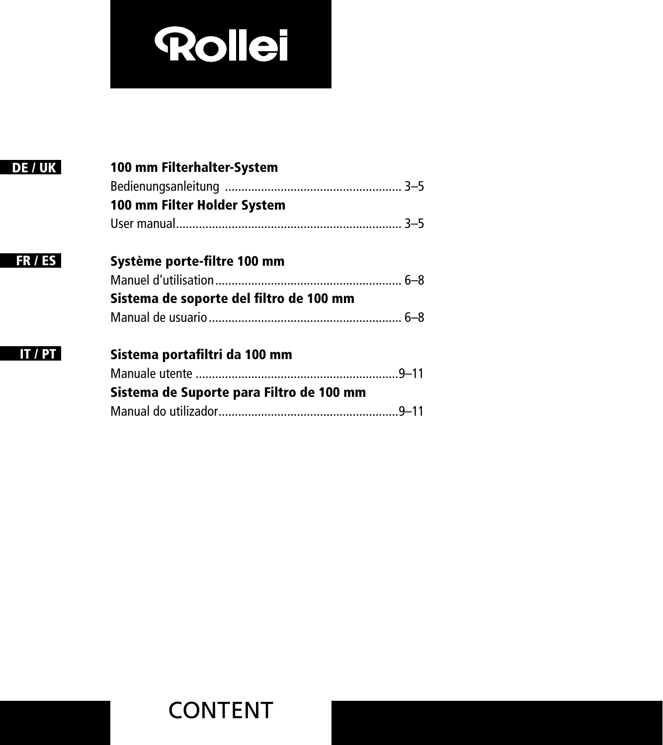Rollei

**DE / UK**

**100 mm Filterhalter-System**

Bedienungsanleitung ...................................................... 3–5

**100 mm Filter Holder System**

User manual..................................................................... 3–5

**FR / ES**

**Système porte-filtre 100 mm**

Manuel d'utilisation......................................................... 6–8

**Sistema de soporte del filtro de 100 mm**

Manual de usuario........................................................... 6–8

**IT / PT**

**Sistema portafiltri da 100 mm**

Manuale utente ..............................................................9–11

**Sistema de Suporte para Filtro de 100 mm**

Manual do utilizador.......................................................9–11

CONTENT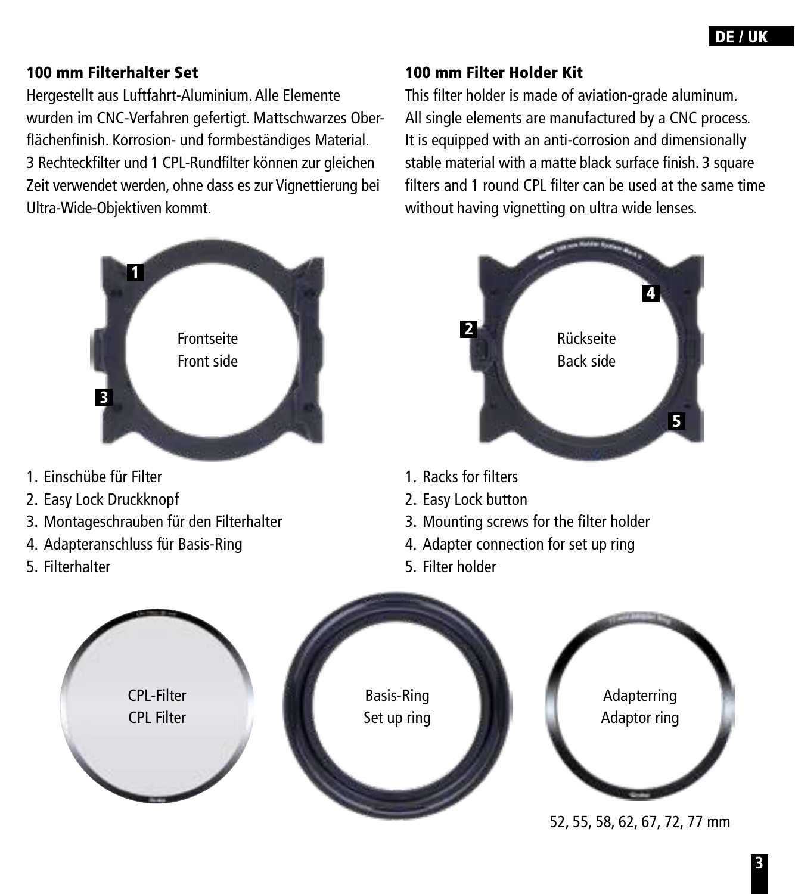## 100 mm Filterhalter Set

Hergestellt aus Luftfahrt-Aluminium. Alle Elemente wurden im CNC-Verfahren gefertigt. Mattschwarzes Oberflächenfinish. Korrosion- und formbeständiges Material. 3 Rechteckfilter und 1 CPL-Rundfilter können zur gleichen Zeit verwendet werden, ohne dass es zur Vignettierung bei Ultra-Wide-Objektiven kommt.

Frontseite

Rückseite

1. Einschübe für Filter
2. Easy Lock Druckknopf
3. Montageschrauben für den Filterhalter
4. Adapteranschluss für Basis-Ring
5. Filterhalter

## 100 mm Filter Holder Kit

This filter holder is made of aviation-grade aluminum. All single elements are manufactured by a CNC process. It is equipped with an anti-corrosion and dimensionally stable material with a matte black surface finish. 3 square filters and 1 round CPL filter can be used at the same time without having vignetting on ultra wide lenses.

Front side

Back side

1. Racks for filters
2. Easy Lock button
3. Mounting screws for the filter holder
4. Adapter connection for set up ring
5. Filter holder

CPL-Filter
CPL Filter

Basis-Ring
Set up ring

Adapterring
Adaptor ring

52, 55, 58, 62, 67, 72, 77 mm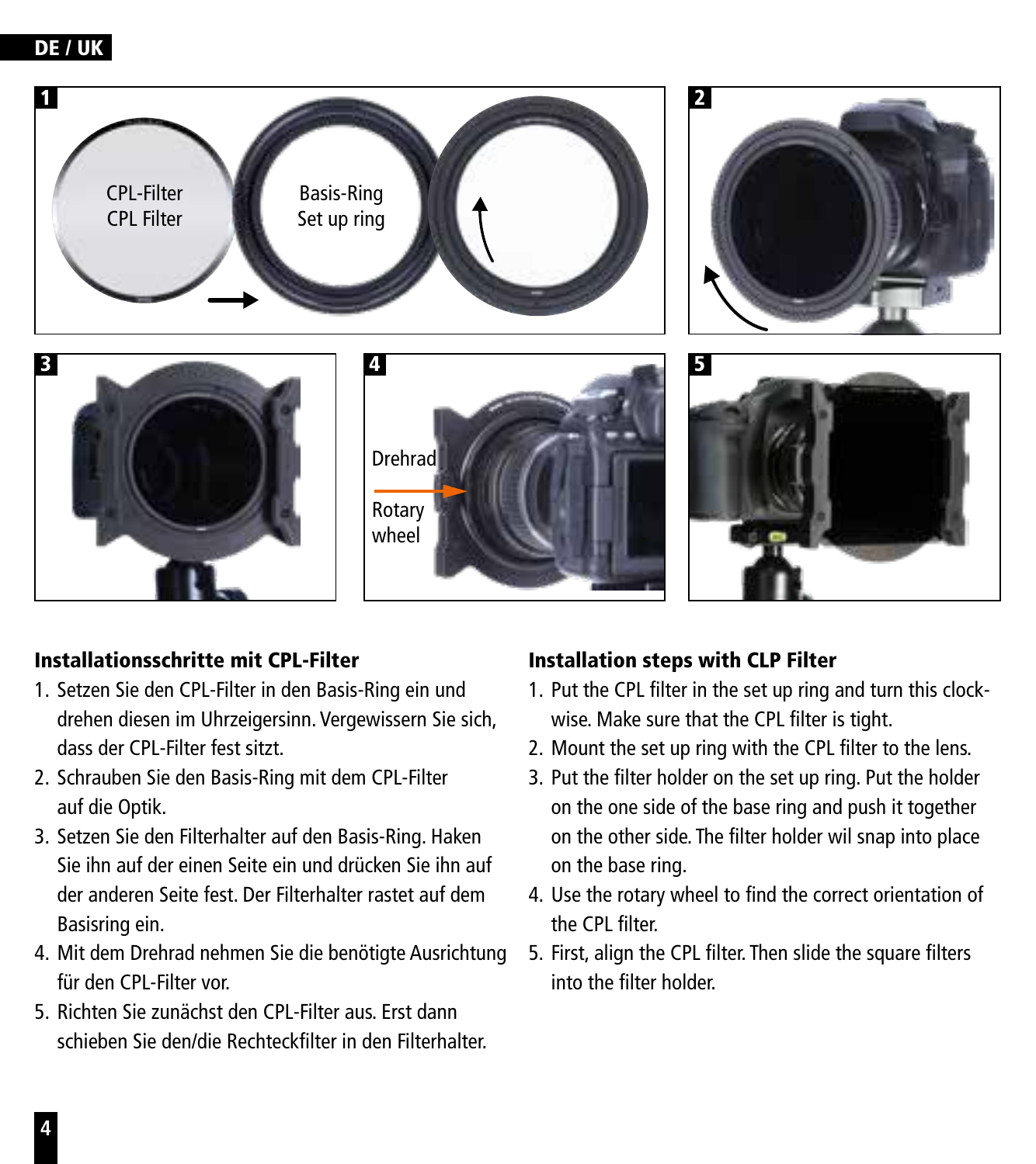DE / UK

1

CPL-Filter
CPL Filter

Basis-Ring
Set up ring

2

3

4

Drehrad

Rotary wheel

5

### Installationsschritte mit CPL-Filter

1. Setzen Sie den CPL-Filter in den Basis-Ring ein und drehen diesen im Uhrzeigersinn. Vergewissern Sie sich, dass der CPL-Filter fest sitzt.
2. Schrauben Sie den Basis-Ring mit dem CPL-Filter auf die Optik.
3. Setzen Sie den Filterhalter auf den Basis-Ring. Haken Sie ihn auf der einen Seite ein und drücken Sie ihn auf der anderen Seite fest. Der Filterhalter rastet auf dem Basisring ein.
4. Mit dem Drehrad nehmen Sie die benötigte Ausrichtung für den CPL-Filter vor.
5. Richten Sie zunächst den CPL-Filter aus. Erst dann schieben Sie den/die Rechteckfilter in den Filterhalter.

### Installation steps with CLP Filter

1. Put the CPL filter in the set up ring and turn this clock-wise. Make sure that the CPL filter is tight.
2. Mount the set up ring with the CPL filter to the lens.
3. Put the filter holder on the set up ring. Put the holder on the one side of the base ring and push it together on the other side. The filter holder wil snap into place on the base ring.
4. Use the rotary wheel to find the correct orientation of the CPL filter.
5. First, align the CPL filter. Then slide the square filters into the filter holder.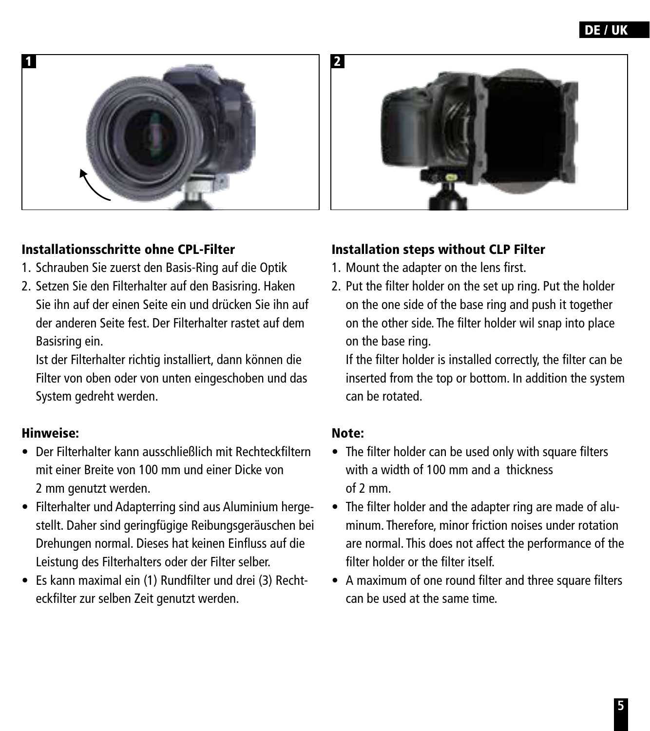## Installationsschritte ohne CPL-Filter

1. Schrauben Sie zuerst den Basis-Ring auf die Optik
2. Setzen Sie den Filterhalter auf den Basisring. Haken Sie ihn auf der einen Seite ein und drücken Sie ihn auf der anderen Seite fest. Der Filterhalter rastet auf dem Basisring ein.
   Ist der Filterhalter richtig installiert, dann können die Filter von oben oder von unten eingeschoben und das System gedreht werden.

## Hinweise:

- Der Filterhalter kann ausschließlich mit Rechteckfiltern mit einer Breite von 100 mm und einer Dicke von 2 mm genutzt werden.
- Filterhalter und Adapterring sind aus Aluminium hergestellt. Daher sind geringfügige Reibungsgeräuschen bei Drehungen normal. Dieses hat keinen Einfluss auf die Leistung des Filterhalters oder der Filter selber.
- Es kann maximal ein (1) Rundfilter und drei (3) Rechteckfilter zur selben Zeit genutzt werden.

## Installation steps without CLP Filter

1. Mount the adapter on the lens first.
2. Put the filter holder on the set up ring. Put the holder on the one side of the base ring and push it together on the other side. The filter holder wil snap into place on the base ring.
   If the filter holder is installed correctly, the filter can be inserted from the top or bottom. In addition the system can be rotated.

## Note:

- The filter holder can be used only with square filters with a width of 100 mm and a thickness of 2 mm.
- The filter holder and the adapter ring are made of aluminum. Therefore, minor friction noises under rotation are normal. This does not affect the performance of the filter holder or the filter itself.
- A maximum of one round filter and three square filters can be used at the same time.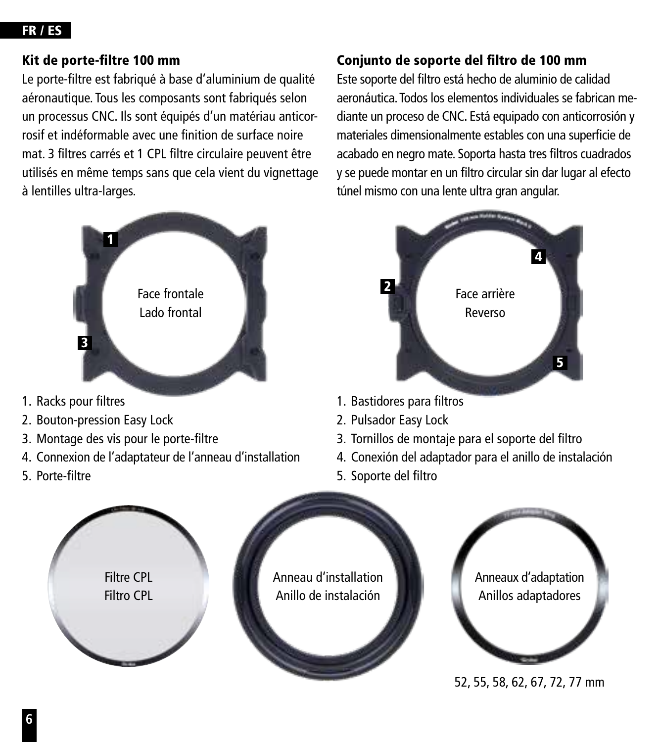## Kit de porte-filtre 100 mm

Le porte-filtre est fabriqué à base d'aluminium de qualité aéronautique. Tous les composants sont fabriqués selon un processus CNC. Ils sont équipés d'un matériau anticorrosif et indéformable avec une finition de surface noire mat. 3 filtres carrés et 1 CPL filtre circulaire peuvent être utilisés en même temps sans que cela vient du vignettage à lentilles ultra-larges.

Face frontale

Face arrière

1. Racks pour filtres
2. Bouton-pression Easy Lock
3. Montage des vis pour le porte-filtre
4. Connexion de l'adaptateur de l'anneau d'installation
5. Porte-filtre

## Conjunto de soporte del filtro de 100 mm

Este soporte del filtro está hecho de aluminio de calidad aeronáutica. Todos los elementos individuales se fabrican mediante un proceso de CNC. Está equipado con anticorrosión y materiales dimensionalmente estables con una superficie de acabado en negro mate. Soporta hasta tres filtros cuadrados y se puede montar en un filtro circular sin dar lugar al efecto túnel mismo con una lente ultra gran angular.

Lado frontal

Reverso

1. Bastidores para filtros
2. Pulsador Easy Lock
3. Tornillos de montaje para el soporte del filtro
4. Conexión del adaptador para el anillo de instalación
5. Soporte del filtro

Filtre CPL
Filtro CPL

Anneau d'installation
Anillo de instalación

Anneaux d'adaptation
Anillos adaptadores

52, 55, 58, 62, 67, 72, 77 mm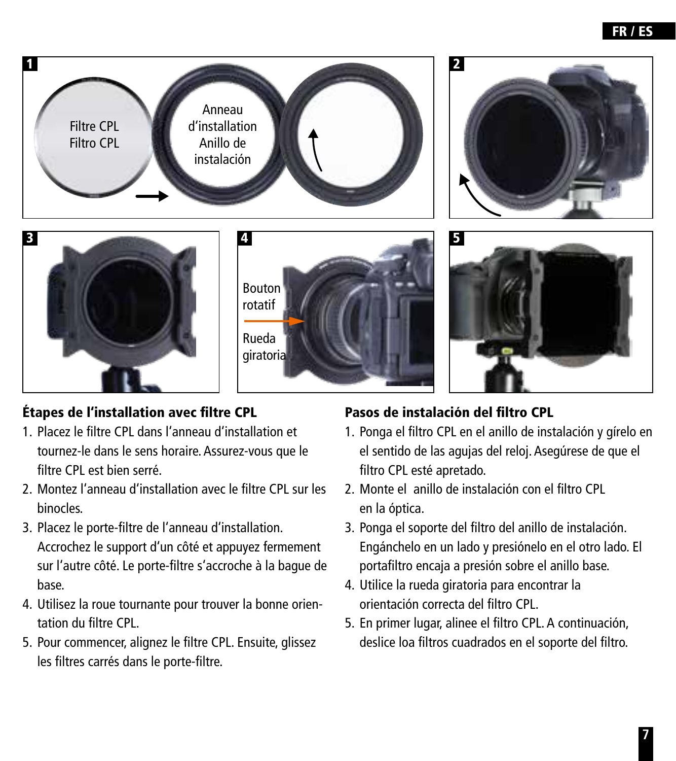## Étapes de l'installation avec filtre CPL

1. Placez le filtre CPL dans l'anneau d'installation et tournez-le dans le sens horaire. Assurez-vous que le filtre CPL est bien serré.
2. Montez l'anneau d'installation avec le filtre CPL sur les binocles.
3. Placez le porte-filtre de l'anneau d'installation. Accrochez le support d'un côté et appuyez fermement sur l'autre côté. Le porte-filtre s'accroche à la bague de base.
4. Utilisez la roue tournante pour trouver la bonne orientation du filtre CPL.
5. Pour commencer, alignez le filtre CPL. Ensuite, glissez les filtres carrés dans le porte-filtre.

## Pasos de instalación del filtro CPL

1. Ponga el filtro CPL en el anillo de instalación y gírelo en el sentido de las agujas del reloj. Asegúrese de que el filtro CPL esté apretado.
2. Monte el anillo de instalación con el filtro CPL en la óptica.
3. Ponga el soporte del filtro del anillo de instalación. Engánchelo en un lado y presiónelo en el otro lado. El portafiltro encaja a presión sobre el anillo base.
4. Utilice la rueda giratoria para encontrar la orientación correcta del filtro CPL.
5. En primer lugar, alinee el filtro CPL. A continuación, deslice loa filtros cuadrados en el soporte del filtro.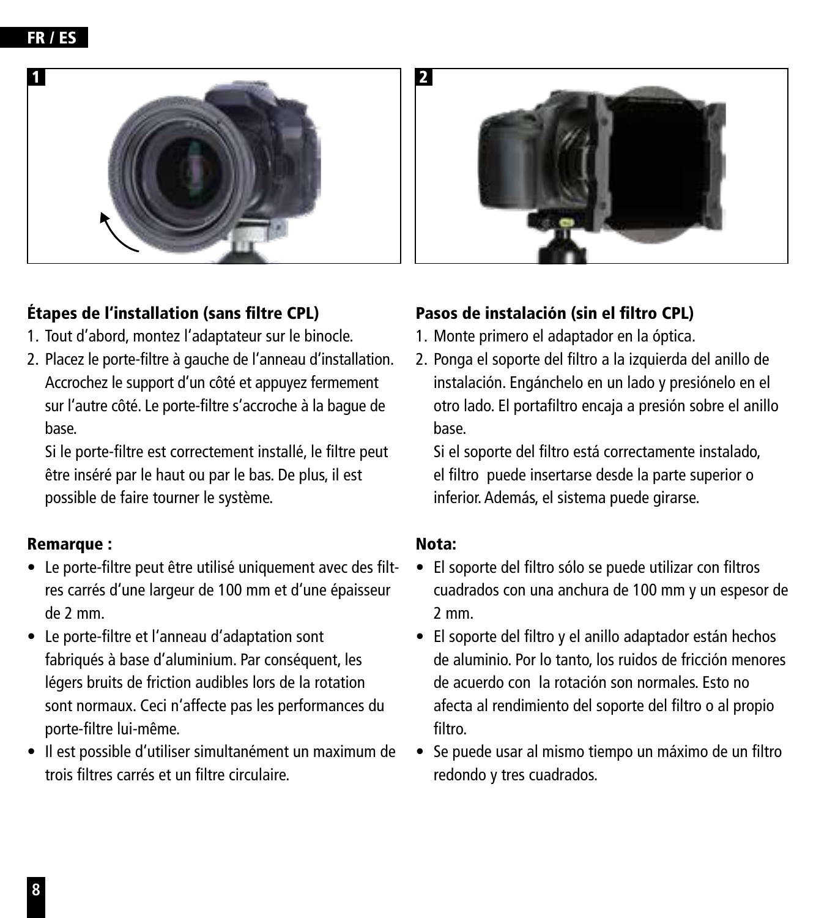## Étapes de l'installation (sans filtre CPL)

1. Tout d'abord, montez l'adaptateur sur le binocle.
2. Placez le porte-filtre à gauche de l'anneau d'installation. Accrochez le support d'un côté et appuyez fermement sur l'autre côté. Le porte-filtre s'accroche à la bague de base.

   Si le porte-filtre est correctement installé, le filtre peut être inséré par le haut ou par le bas. De plus, il est possible de faire tourner le système.

### Remarque :

- Le porte-filtre peut être utilisé uniquement avec des filtres carrés d'une largeur de 100 mm et d'une épaisseur de 2 mm.
- Le porte-filtre et l'anneau d'adaptation sont fabriqués à base d'aluminium. Par conséquent, les légers bruits de friction audibles lors de la rotation sont normaux. Ceci n'affecte pas les performances du porte-filtre lui-même.
- Il est possible d'utiliser simultanément un maximum de trois filtres carrés et un filtre circulaire.

## Pasos de instalación (sin el filtro CPL)

1. Monte primero el adaptador en la óptica.
2. Ponga el soporte del filtro a la izquierda del anillo de instalación. Engánchelo en un lado y presiónelo en el otro lado. El portafiltro encaja a presión sobre el anillo base.

   Si el soporte del filtro está correctamente instalado, el filtro puede insertarse desde la parte superior o inferior. Además, el sistema puede girarse.

### Nota:

- El soporte del filtro sólo se puede utilizar con filtros cuadrados con una anchura de 100 mm y un espesor de 2 mm.
- El soporte del filtro y el anillo adaptador están hechos de aluminio. Por lo tanto, los ruidos de fricción menores de acuerdo con la rotación son normales. Esto no afecta al rendimiento del soporte del filtro o al propio filtro.
- Se puede usar al mismo tiempo un máximo de un filtro redondo y tres cuadrados.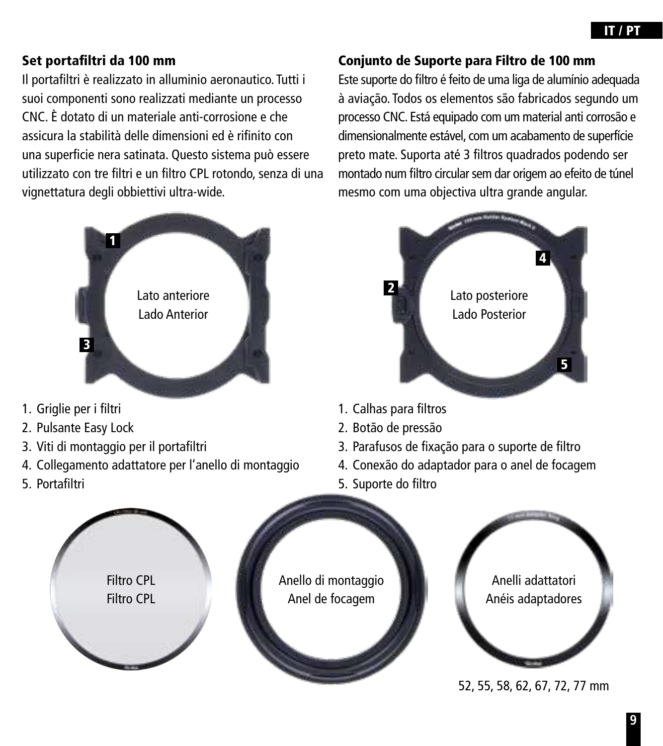## Set portafiltri da 100 mm

Il portafiltri è realizzato in alluminio aeronautico. Tutti i suoi componenti sono realizzati mediante un processo CNC. È dotato di un materiale anti-corrosione e che assicura la stabilità delle dimensioni ed è rifinito con una superficie nera satinata. Questo sistema può essere utilizzato con tre filtri e un filtro CPL rotondo, senza di una vignettatura degli obbiettivi ultra-wide.

Lato anteriore
Lado Anterior

1. Griglie per i filtri
2. Pulsante Easy Lock
3. Viti di montaggio per il portafiltri
4. Collegamento adattatore per l'anello di montaggio
5. Portafiltri

## Conjunto de Suporte para Filtro de 100 mm

Este suporte do filtro é feito de uma liga de alumínio adequada à aviação. Todos os elementos são fabricados segundo um processo CNC. Está equipado com um material anti corrosão e dimensionalmente estável, com um acabamento de superfície preto mate. Suporta até 3 filtros quadrados podendo ser montado num filtro circular sem dar origem ao efeito de túnel mesmo com uma objectiva ultra grande angular.

Lato posteriore
Lado Posterior

1. Calhas para filtros
2. Botão de pressão
3. Parafusos de fixação para o suporte de filtro
4. Conexão do adaptador para o anel de focagem
5. Suporte do filtro

Filtro CPL
Filtro CPL

Anello di montaggio
Anel de focagem

Anelli adattatori
Anéis adaptadores

52, 55, 58, 62, 67, 72, 77 mm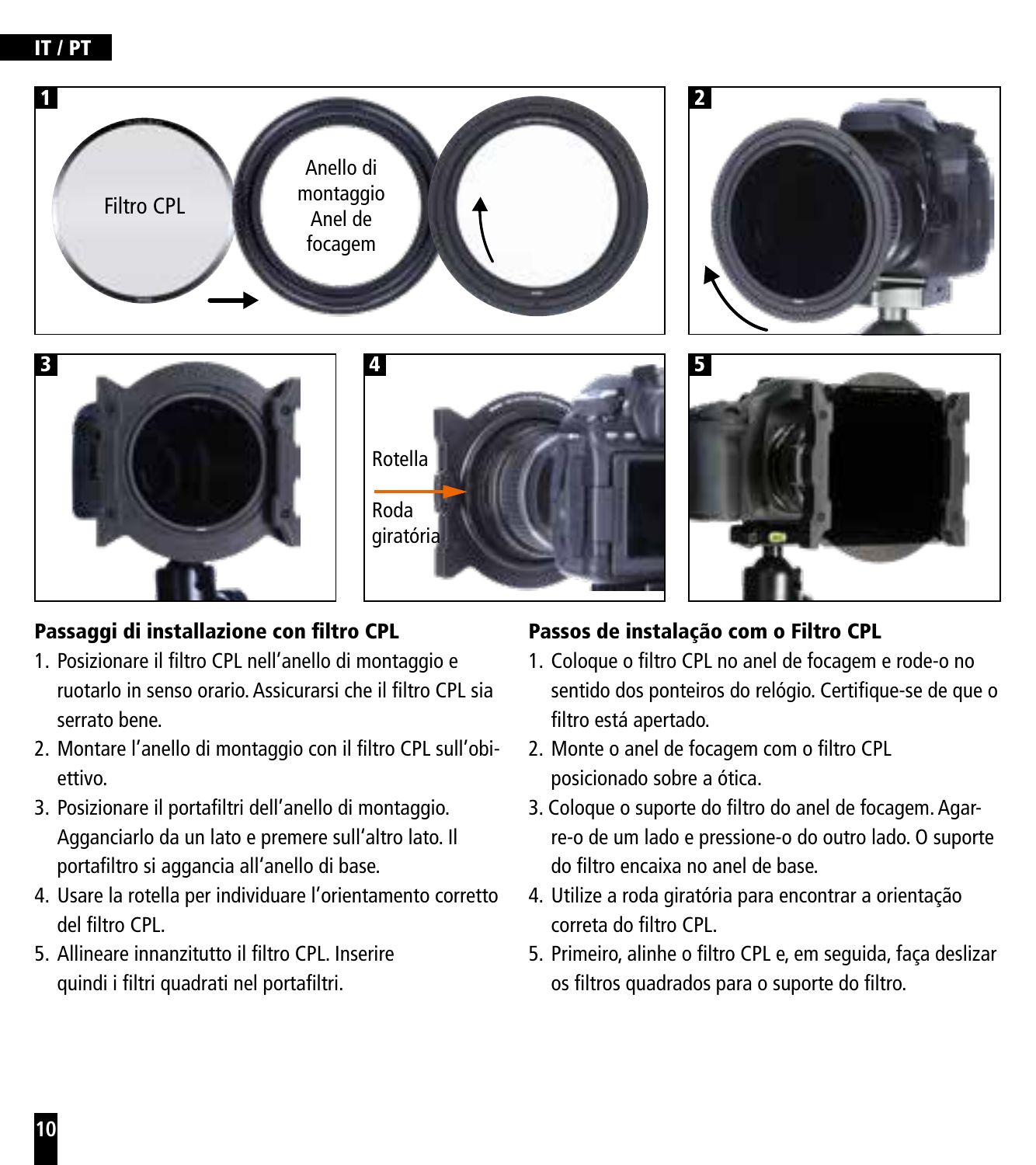## Passaggi di installazione con filtro CPL

1. Posizionare il filtro CPL nell'anello di montaggio e ruotarlo in senso orario. Assicurarsi che il filtro CPL sia serrato bene.
2. Montare l'anello di montaggio con il filtro CPL sull'obiettivo.
3. Posizionare il portafiltri dell'anello di montaggio. Agganciarlo da un lato e premere sull'altro lato. Il portafiltro si aggancia all'anello di base.
4. Usare la rotella per individuare l'orientamento corretto del filtro CPL.
5. Allineare innanzitutto il filtro CPL. Inserire quindi i filtri quadrati nel portafiltri.

## Passos de instalação com o Filtro CPL

1. Coloque o filtro CPL no anel de focagem e rode-o no sentido dos ponteiros do relógio. Certifique-se de que o filtro está apertado.
2. Monte o anel de focagem com o filtro CPL posicionado sobre a ótica.
3. Coloque o suporte do filtro do anel de focagem. Agarre-o de um lado e pressione-o do outro lado. O suporte do filtro encaixa no anel de base.
4. Utilize a roda giratória para encontrar a orientação correta do filtro CPL.
5. Primeiro, alinhe o filtro CPL e, em seguida, faça deslizar os filtros quadrados para o suporte do filtro.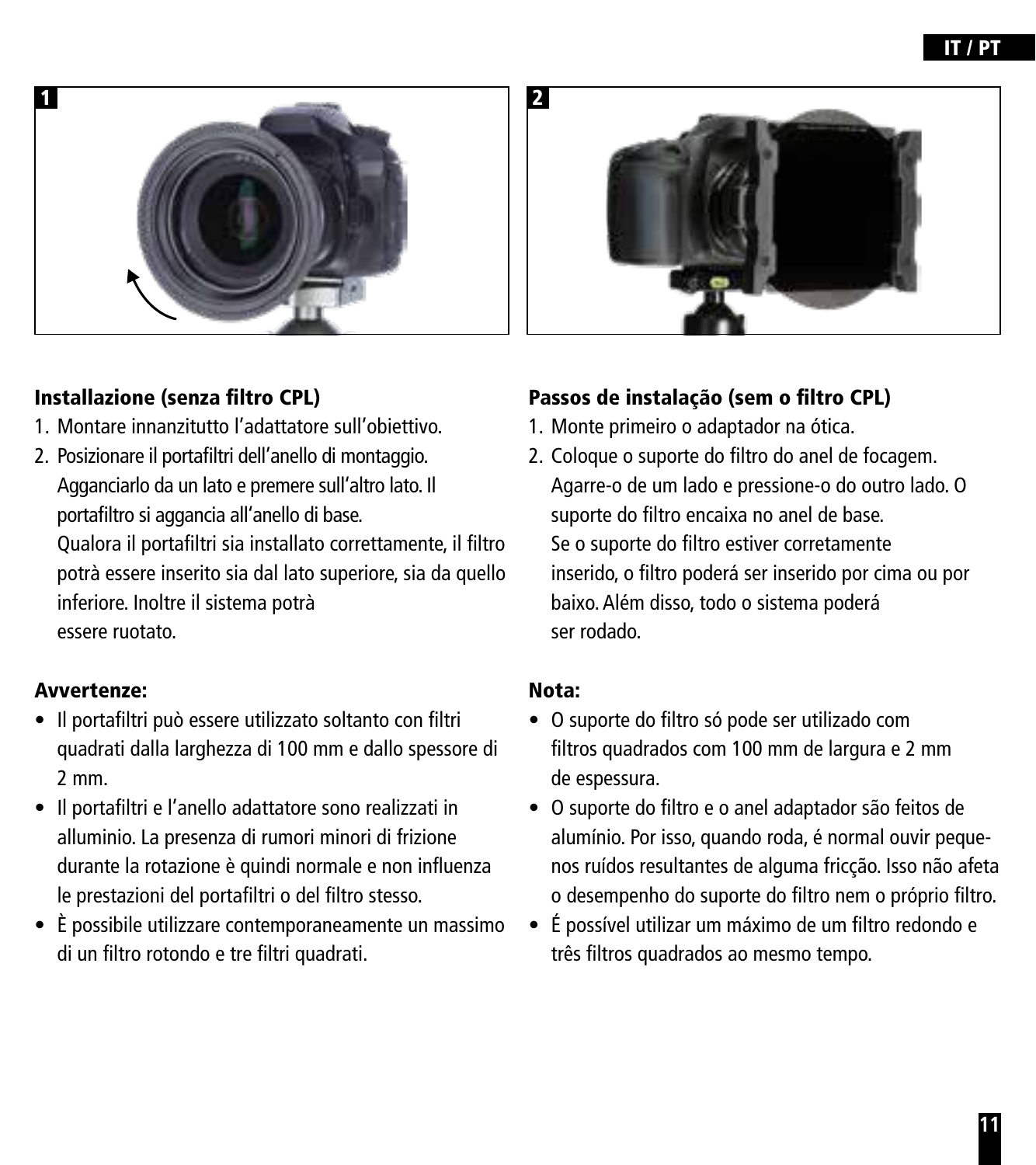### Installazione (senza filtro CPL)

1. Montare innanzitutto l'adattatore sull'obiettivo.
2. Posizionare il portafiltri dell'anello di montaggio. Agganciarlo da un lato e premere sull'altro lato. Il portafiltro si aggancia all'anello di base.
   Qualora il portafiltri sia installato correttamente, il filtro potrà essere inserito sia dal lato superiore, sia da quello inferiore. Inoltre il sistema potrà essere ruotato.

### Avvertenze:

- Il portafiltri può essere utilizzato soltanto con filtri quadrati dalla larghezza di 100 mm e dallo spessore di 2 mm.
- Il portafiltri e l'anello adattatore sono realizzati in alluminio. La presenza di rumori minori di frizione durante la rotazione è quindi normale e non influenza le prestazioni del portafiltri o del filtro stesso.
- È possibile utilizzare contemporaneamente un massimo di un filtro rotondo e tre filtri quadrati.

### Passos de instalação (sem o filtro CPL)

1. Monte primeiro o adaptador na ótica.
2. Coloque o suporte do filtro do anel de focagem. Agarre-o de um lado e pressione-o do outro lado. O suporte do filtro encaixa no anel de base.
   Se o suporte do filtro estiver corretamente inserido, o filtro poderá ser inserido por cima ou por baixo. Além disso, todo o sistema poderá ser rodado.

### Nota:

- O suporte do filtro só pode ser utilizado com filtros quadrados com 100 mm de largura e 2 mm de espessura.
- O suporte do filtro e o anel adaptador são feitos de alumínio. Por isso, quando roda, é normal ouvir pequenos ruídos resultantes de alguma fricção. Isso não afeta o desempenho do suporte do filtro nem o próprio filtro.
- É possível utilizar um máximo de um filtro redondo e três filtros quadrados ao mesmo tempo.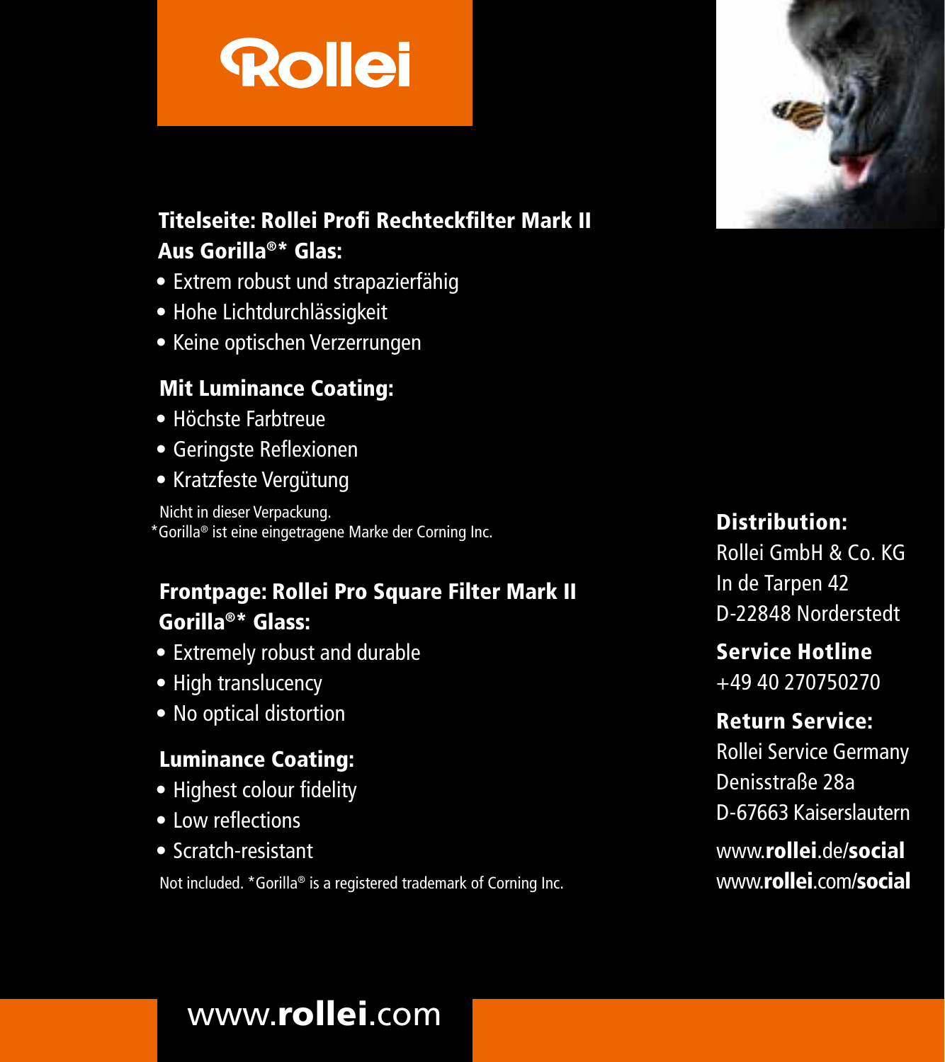# Rollei

**Titelseite: Rollei Profi Rechteckfilter Mark II**
**Aus Gorilla®* Glas:**

- Extrem robust und strapazierfähig
- Hohe Lichtdurchlässigkeit
- Keine optischen Verzerrungen

**Mit Luminance Coating:**

- Höchste Farbtreue
- Geringste Reflexionen
- Kratzfeste Vergütung

Nicht in dieser Verpackung.
*Gorilla® ist eine eingetragene Marke der Corning Inc.

**Frontpage: Rollei Pro Square Filter Mark II**
**Gorilla®* Glass:**

- Extremely robust and durable
- High translucency
- No optical distortion

**Luminance Coating:**

- Highest colour fidelity
- Low reflections
- Scratch-resistant

Not included. *Gorilla® is a registered trademark of Corning Inc.

**Distribution:**
Rollei GmbH & Co. KG
In de Tarpen 42
D-22848 Norderstedt

**Service Hotline**
+49 40 270750270

**Return Service:**
Rollei Service Germany
Denisstraße 28a
D-67663 Kaiserslautern

www.**rollei**.de/**social**
www.**rollei**.com/**social**

www.**rollei**.com